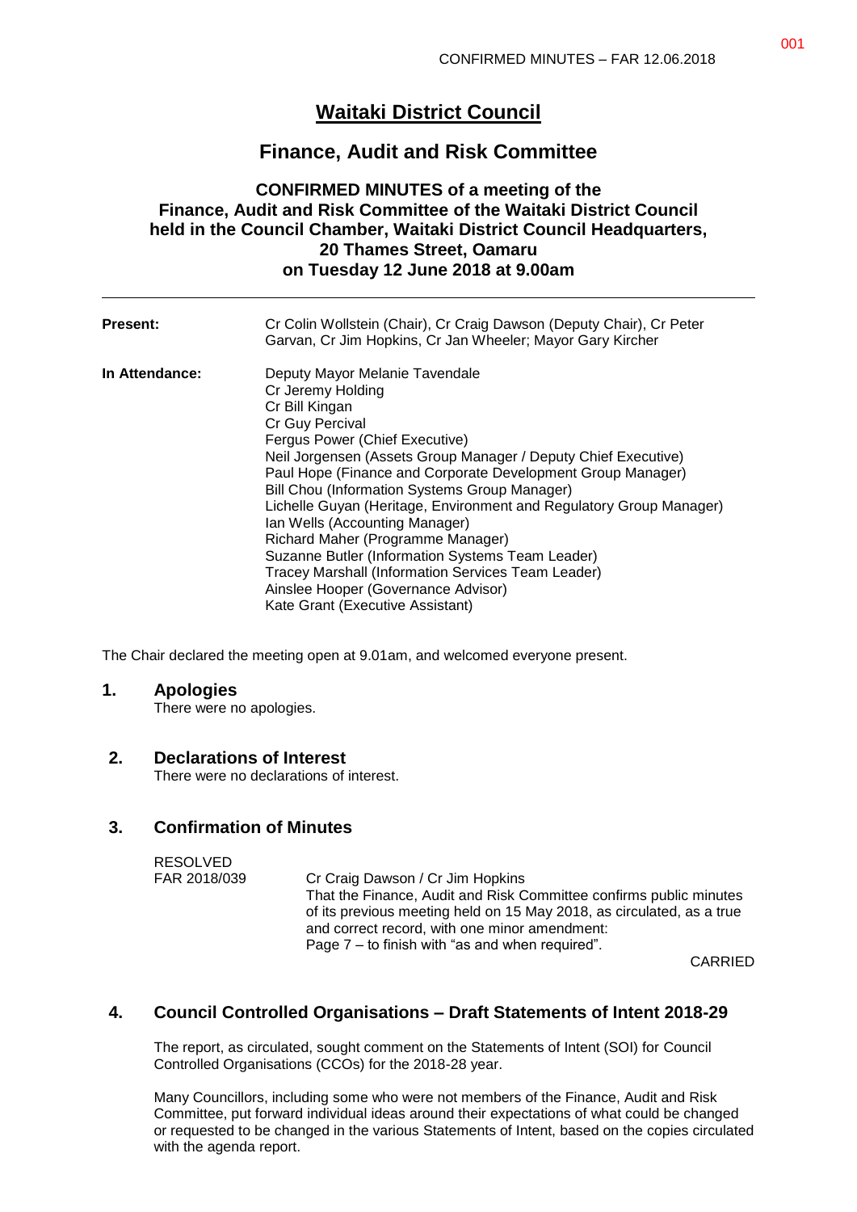# Waitaki District Council

## Finance, Audit and Risk Committee

### CONFIRMED MINUTES of a meeting of the Finance, Audit and Risk Committee of the Waitaki District Council held in the Council Chamber, Waitaki District Council Headquarters, 20 Thames Street, Oamaru on Tuesday 12 June 2018 at 9.00am

---

| | |
|---|---|
| **Present:** | Cr Colin Wollstein (Chair), Cr Craig Dawson (Deputy Chair), Cr Peter Garvan, Cr Jim Hopkins, Cr Jan Wheeler; Mayor Gary Kircher |
| **In Attendance:** | Deputy Mayor Melanie Tavendale<br>Cr Jeremy Holding<br>Cr Bill Kingan<br>Cr Guy Percival<br>Fergus Power (Chief Executive)<br>Neil Jorgensen (Assets Group Manager / Deputy Chief Executive)<br>Paul Hope (Finance and Corporate Development Group Manager)<br>Bill Chou (Information Systems Group Manager)<br>Lichelle Guyan (Heritage, Environment and Regulatory Group Manager)<br>Ian Wells (Accounting Manager)<br>Richard Maher (Programme Manager)<br>Suzanne Butler (Information Systems Team Leader)<br>Tracey Marshall (Information Services Team Leader)<br>Ainslee Hooper (Governance Advisor)<br>Kate Grant (Executive Assistant) |

The Chair declared the meeting open at 9.01am, and welcomed everyone present.

## 1. Apologies

There were no apologies.

## 2. Declarations of Interest

There were no declarations of interest.

## 3. Confirmation of Minutes

| | |
|---|---|
| RESOLVED<br>FAR 2018/039 | Cr Craig Dawson / Cr Jim Hopkins<br>That the Finance, Audit and Risk Committee confirms public minutes of its previous meeting held on 15 May 2018, as circulated, as a true and correct record, with one minor amendment:<br>Page 7 – to finish with "as and when required". |

CARRIED

## 4. Council Controlled Organisations – Draft Statements of Intent 2018-29

The report, as circulated, sought comment on the Statements of Intent (SOI) for Council Controlled Organisations (CCOs) for the 2018-28 year.

Many Councillors, including some who were not members of the Finance, Audit and Risk Committee, put forward individual ideas around their expectations of what could be changed or requested to be changed in the various Statements of Intent, based on the copies circulated with the agenda report.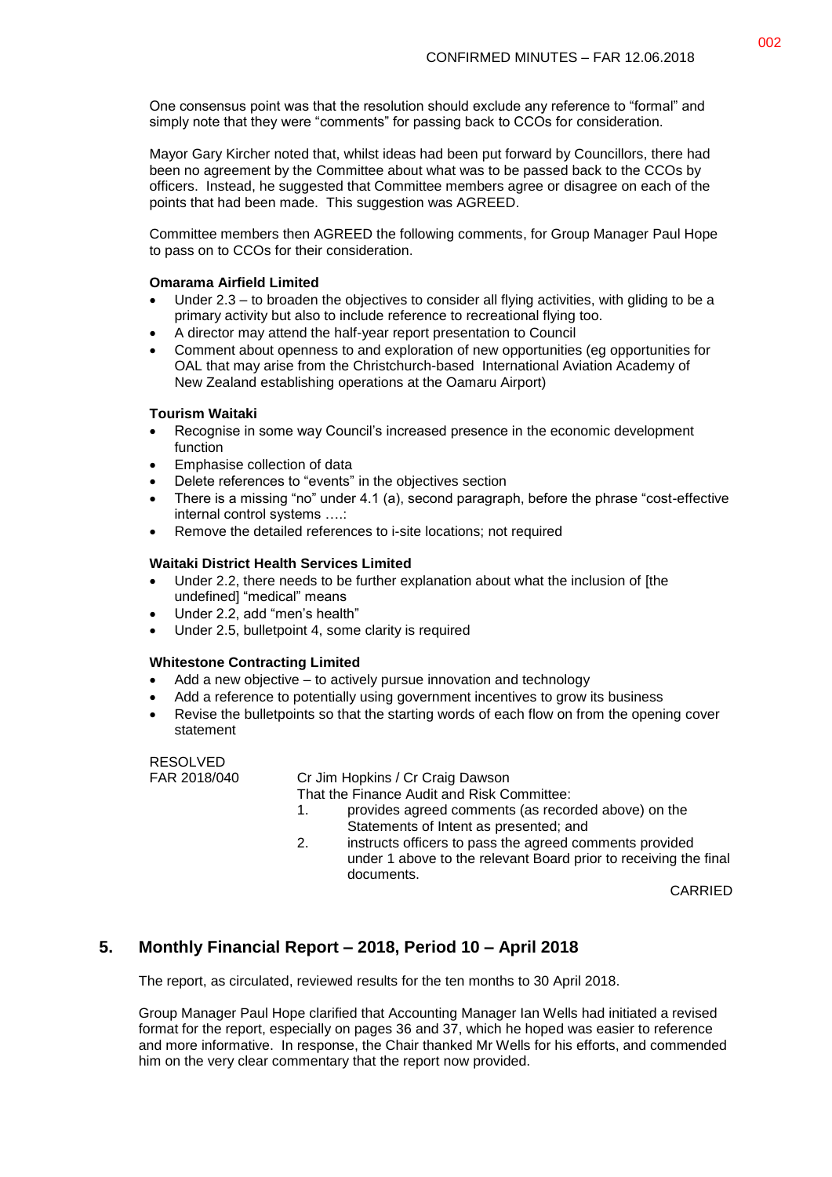One consensus point was that the resolution should exclude any reference to "formal" and simply note that they were "comments" for passing back to CCOs for consideration.

Mayor Gary Kircher noted that, whilst ideas had been put forward by Councillors, there had been no agreement by the Committee about what was to be passed back to the CCOs by officers. Instead, he suggested that Committee members agree or disagree on each of the points that had been made. This suggestion was AGREED.

Committee members then AGREED the following comments, for Group Manager Paul Hope to pass on to CCOs for their consideration.

**Omarama Airfield Limited**

- Under 2.3 – to broaden the objectives to consider all flying activities, with gliding to be a primary activity but also to include reference to recreational flying too.
- A director may attend the half-year report presentation to Council
- Comment about openness to and exploration of new opportunities (eg opportunities for OAL that may arise from the Christchurch-based International Aviation Academy of New Zealand establishing operations at the Oamaru Airport)

**Tourism Waitaki**

- Recognise in some way Council's increased presence in the economic development function
- Emphasise collection of data
- Delete references to "events" in the objectives section
- There is a missing "no" under 4.1 (a), second paragraph, before the phrase "cost-effective internal control systems ….:
- Remove the detailed references to i-site locations; not required

**Waitaki District Health Services Limited**

- Under 2.2, there needs to be further explanation about what the inclusion of [the undefined] "medical" means
- Under 2.2, add "men's health"
- Under 2.5, bulletpoint 4, some clarity is required

**Whitestone Contracting Limited**

- Add a new objective – to actively pursue innovation and technology
- Add a reference to potentially using government incentives to grow its business
- Revise the bulletpoints so that the starting words of each flow on from the opening cover statement

RESOLVED
FAR 2018/040 Cr Jim Hopkins / Cr Craig Dawson

That the Finance Audit and Risk Committee:

1. provides agreed comments (as recorded above) on the Statements of Intent as presented; and
2. instructs officers to pass the agreed comments provided under 1 above to the relevant Board prior to receiving the final documents.

CARRIED

## 5. Monthly Financial Report – 2018, Period 10 – April 2018

The report, as circulated, reviewed results for the ten months to 30 April 2018.

Group Manager Paul Hope clarified that Accounting Manager Ian Wells had initiated a revised format for the report, especially on pages 36 and 37, which he hoped was easier to reference and more informative. In response, the Chair thanked Mr Wells for his efforts, and commended him on the very clear commentary that the report now provided.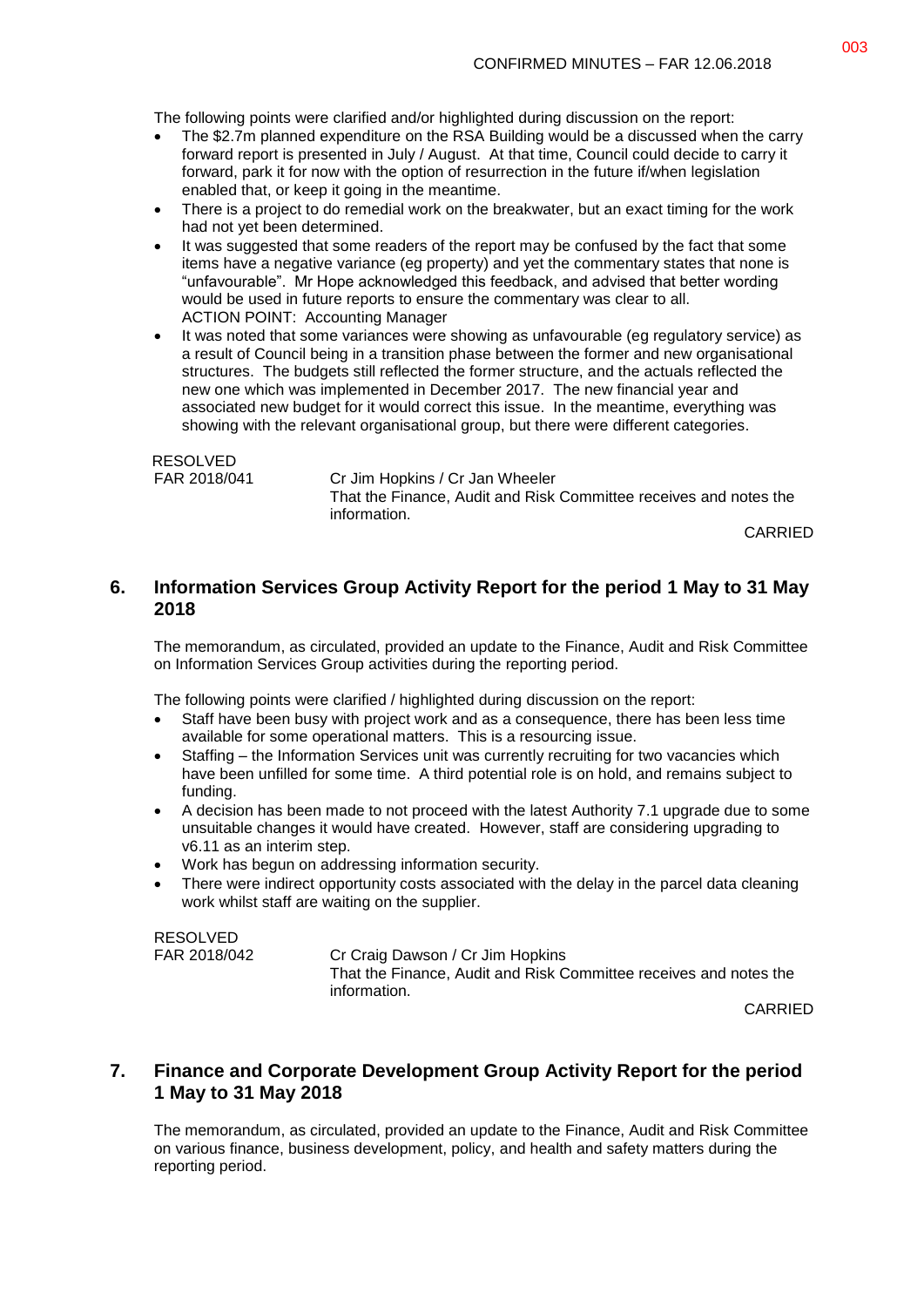The following points were clarified and/or highlighted during discussion on the report:

- The $2.7m planned expenditure on the RSA Building would be a discussed when the carry forward report is presented in July / August. At that time, Council could decide to carry it forward, park it for now with the option of resurrection in the future if/when legislation enabled that, or keep it going in the meantime.
- There is a project to do remedial work on the breakwater, but an exact timing for the work had not yet been determined.
- It was suggested that some readers of the report may be confused by the fact that some items have a negative variance (eg property) and yet the commentary states that none is "unfavourable". Mr Hope acknowledged this feedback, and advised that better wording would be used in future reports to ensure the commentary was clear to all.
ACTION POINT: Accounting Manager
- It was noted that some variances were showing as unfavourable (eg regulatory service) as a result of Council being in a transition phase between the former and new organisational structures. The budgets still reflected the former structure, and the actuals reflected the new one which was implemented in December 2017. The new financial year and associated new budget for it would correct this issue. In the meantime, everything was showing with the relevant organisational group, but there were different categories.

RESOLVED
FAR 2018/041 Cr Jim Hopkins / Cr Jan Wheeler
That the Finance, Audit and Risk Committee receives and notes the information.

CARRIED

## 6. Information Services Group Activity Report for the period 1 May to 31 May 2018

The memorandum, as circulated, provided an update to the Finance, Audit and Risk Committee on Information Services Group activities during the reporting period.

The following points were clarified / highlighted during discussion on the report:

- Staff have been busy with project work and as a consequence, there has been less time available for some operational matters. This is a resourcing issue.
- Staffing – the Information Services unit was currently recruiting for two vacancies which have been unfilled for some time. A third potential role is on hold, and remains subject to funding.
- A decision has been made to not proceed with the latest Authority 7.1 upgrade due to some unsuitable changes it would have created. However, staff are considering upgrading to v6.11 as an interim step.
- Work has begun on addressing information security.
- There were indirect opportunity costs associated with the delay in the parcel data cleaning work whilst staff are waiting on the supplier.

RESOLVED
FAR 2018/042 Cr Craig Dawson / Cr Jim Hopkins
That the Finance, Audit and Risk Committee receives and notes the information.

CARRIED

## 7. Finance and Corporate Development Group Activity Report for the period 1 May to 31 May 2018

The memorandum, as circulated, provided an update to the Finance, Audit and Risk Committee on various finance, business development, policy, and health and safety matters during the reporting period.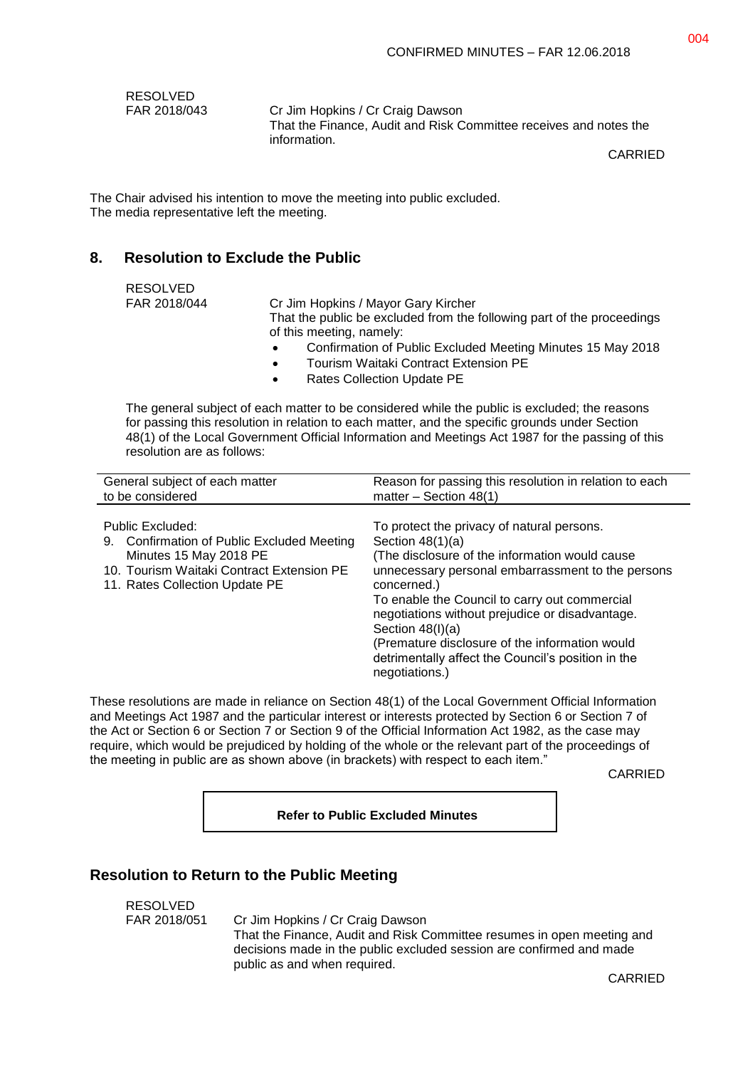RESOLVED
FAR 2018/043 Cr Jim Hopkins / Cr Craig Dawson
That the Finance, Audit and Risk Committee receives and notes the information.

CARRIED

The Chair advised his intention to move the meeting into public excluded.
The media representative left the meeting.

## 8. Resolution to Exclude the Public

RESOLVED
FAR 2018/044 Cr Jim Hopkins / Mayor Gary Kircher
That the public be excluded from the following part of the proceedings of this meeting, namely:

- Confirmation of Public Excluded Meeting Minutes 15 May 2018
- Tourism Waitaki Contract Extension PE
- Rates Collection Update PE

The general subject of each matter to be considered while the public is excluded; the reasons for passing this resolution in relation to each matter, and the specific grounds under Section 48(1) of the Local Government Official Information and Meetings Act 1987 for the passing of this resolution are as follows:

| General subject of each matter to be considered | Reason for passing this resolution in relation to each matter – Section 48(1) |
|---|---|
| Public Excluded:<br>9. Confirmation of Public Excluded Meeting Minutes 15 May 2018 PE<br>10. Tourism Waitaki Contract Extension PE<br>11. Rates Collection Update PE | To protect the privacy of natural persons.<br>Section 48(1)(a)<br>(The disclosure of the information would cause unnecessary personal embarrassment to the persons concerned.)<br>To enable the Council to carry out commercial negotiations without prejudice or disadvantage.<br>Section 48(I)(a)<br>(Premature disclosure of the information would detrimentally affect the Council's position in the negotiations.) |

These resolutions are made in reliance on Section 48(1) of the Local Government Official Information and Meetings Act 1987 and the particular interest or interests protected by Section 6 or Section 7 of the Act or Section 6 or Section 7 or Section 9 of the Official Information Act 1982, as the case may require, which would be prejudiced by holding of the whole or the relevant part of the proceedings of the meeting in public are as shown above (in brackets) with respect to each item."

CARRIED

**Refer to Public Excluded Minutes**

## Resolution to Return to the Public Meeting

RESOLVED
FAR 2018/051 Cr Jim Hopkins / Cr Craig Dawson
That the Finance, Audit and Risk Committee resumes in open meeting and decisions made in the public excluded session are confirmed and made public as and when required.

CARRIED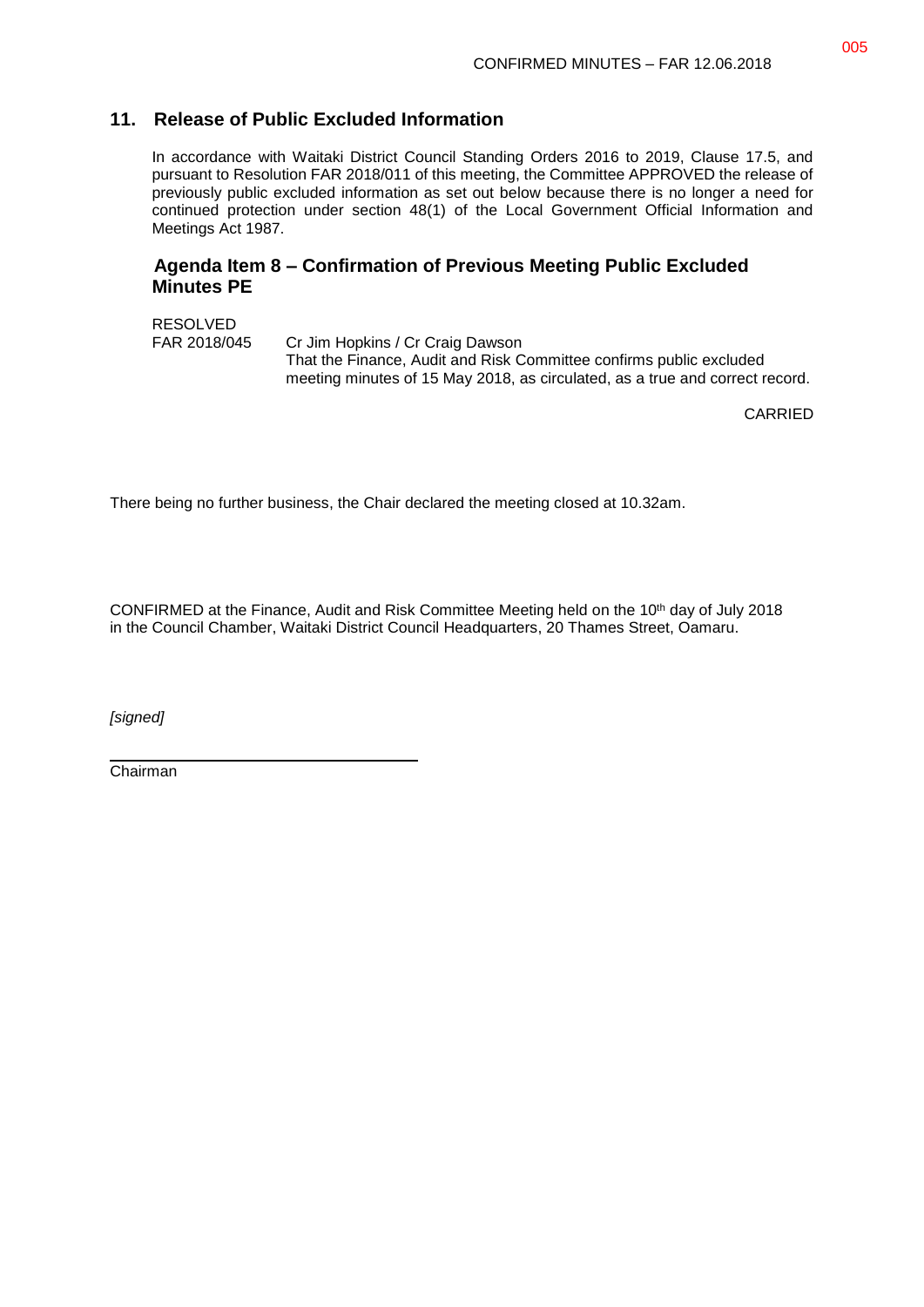## 11. Release of Public Excluded Information

In accordance with Waitaki District Council Standing Orders 2016 to 2019, Clause 17.5, and pursuant to Resolution FAR 2018/011 of this meeting, the Committee APPROVED the release of previously public excluded information as set out below because there is no longer a need for continued protection under section 48(1) of the Local Government Official Information and Meetings Act 1987.

### Agenda Item 8 – Confirmation of Previous Meeting Public Excluded Minutes PE

RESOLVED
FAR 2018/045 Cr Jim Hopkins / Cr Craig Dawson
That the Finance, Audit and Risk Committee confirms public excluded meeting minutes of 15 May 2018, as circulated, as a true and correct record.

CARRIED

There being no further business, the Chair declared the meeting closed at 10.32am.

CONFIRMED at the Finance, Audit and Risk Committee Meeting held on the 10th day of July 2018 in the Council Chamber, Waitaki District Council Headquarters, 20 Thames Street, Oamaru.

*[signed]*

Chairman